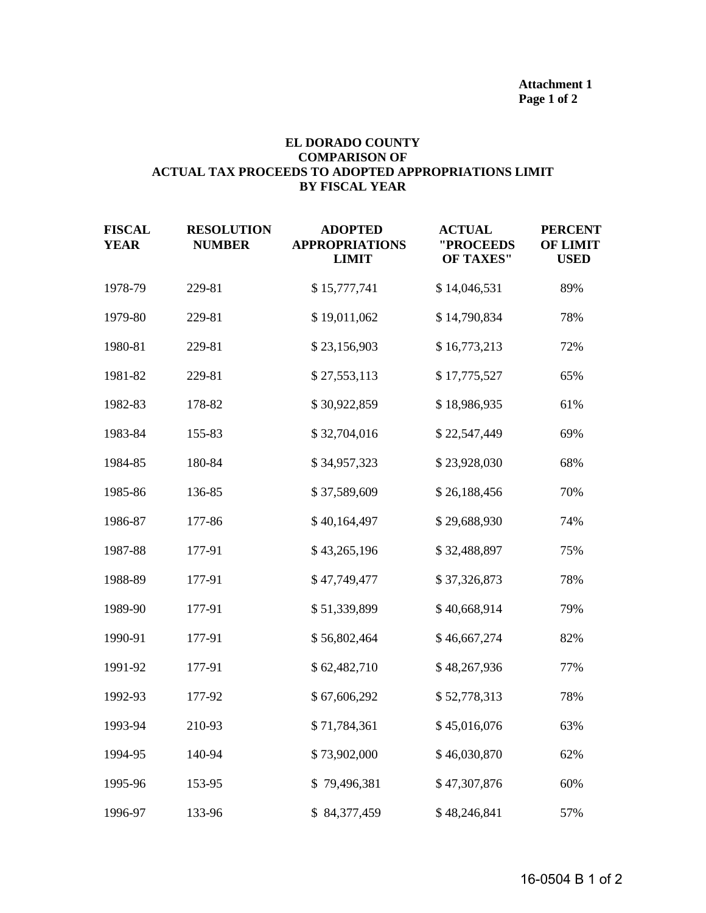**Attachment 1**
**Page 1 of 2**

# EL DORADO COUNTY
## COMPARISON OF
## ACTUAL TAX PROCEEDS TO ADOPTED APPROPRIATIONS LIMIT
## BY FISCAL YEAR

| FISCAL YEAR | RESOLUTION NUMBER | ADOPTED APPROPRIATIONS LIMIT | ACTUAL "PROCEEDS OF TAXES" | PERCENT OF LIMIT USED |
|---|---|---|---|---|
| 1978-79 | 229-81 | $ 15,777,741 | $ 14,046,531 | 89% |
| 1979-80 | 229-81 | $ 19,011,062 | $ 14,790,834 | 78% |
| 1980-81 | 229-81 | $ 23,156,903 | $ 16,773,213 | 72% |
| 1981-82 | 229-81 | $ 27,553,113 | $ 17,775,527 | 65% |
| 1982-83 | 178-82 | $ 30,922,859 | $ 18,986,935 | 61% |
| 1983-84 | 155-83 | $ 32,704,016 | $ 22,547,449 | 69% |
| 1984-85 | 180-84 | $ 34,957,323 | $ 23,928,030 | 68% |
| 1985-86 | 136-85 | $ 37,589,609 | $ 26,188,456 | 70% |
| 1986-87 | 177-86 | $ 40,164,497 | $ 29,688,930 | 74% |
| 1987-88 | 177-91 | $ 43,265,196 | $ 32,488,897 | 75% |
| 1988-89 | 177-91 | $ 47,749,477 | $ 37,326,873 | 78% |
| 1989-90 | 177-91 | $ 51,339,899 | $ 40,668,914 | 79% |
| 1990-91 | 177-91 | $ 56,802,464 | $ 46,667,274 | 82% |
| 1991-92 | 177-91 | $ 62,482,710 | $ 48,267,936 | 77% |
| 1992-93 | 177-92 | $ 67,606,292 | $ 52,778,313 | 78% |
| 1993-94 | 210-93 | $ 71,784,361 | $ 45,016,076 | 63% |
| 1994-95 | 140-94 | $ 73,902,000 | $ 46,030,870 | 62% |
| 1995-96 | 153-95 | $ 79,496,381 | $ 47,307,876 | 60% |
| 1996-97 | 133-96 | $ 84,377,459 | $ 48,246,841 | 57% |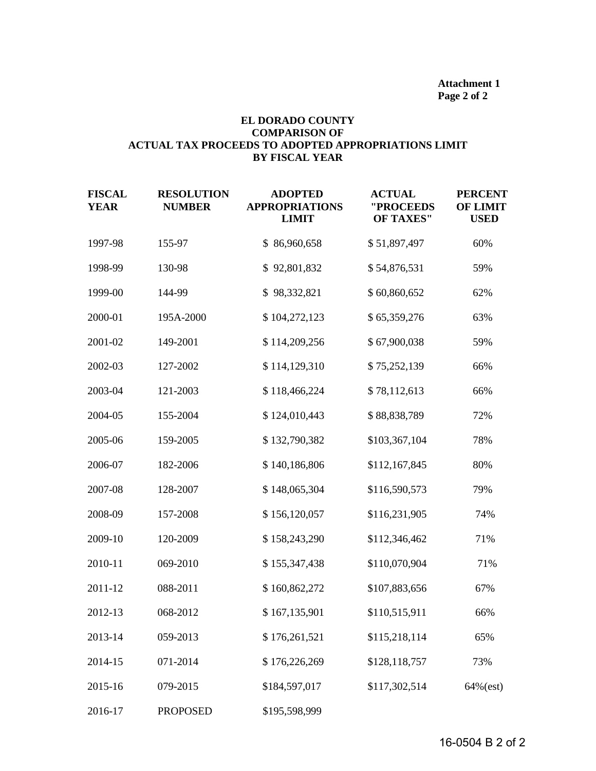**Attachment 1**
**Page 2 of 2**

# EL DORADO COUNTY
## COMPARISON OF
## ACTUAL TAX PROCEEDS TO ADOPTED APPROPRIATIONS LIMIT
## BY FISCAL YEAR

| FISCAL YEAR | RESOLUTION NUMBER | ADOPTED APPROPRIATIONS LIMIT | ACTUAL "PROCEEDS OF TAXES" | PERCENT OF LIMIT USED |
|---|---|---|---|---|
| 1997-98 | 155-97 | $ 86,960,658 | $ 51,897,497 | 60% |
| 1998-99 | 130-98 | $ 92,801,832 | $ 54,876,531 | 59% |
| 1999-00 | 144-99 | $ 98,332,821 | $ 60,860,652 | 62% |
| 2000-01 | 195A-2000 | $ 104,272,123 | $ 65,359,276 | 63% |
| 2001-02 | 149-2001 | $ 114,209,256 | $ 67,900,038 | 59% |
| 2002-03 | 127-2002 | $ 114,129,310 | $ 75,252,139 | 66% |
| 2003-04 | 121-2003 | $ 118,466,224 | $ 78,112,613 | 66% |
| 2004-05 | 155-2004 | $ 124,010,443 | $ 88,838,789 | 72% |
| 2005-06 | 159-2005 | $ 132,790,382 | $103,367,104 | 78% |
| 2006-07 | 182-2006 | $ 140,186,806 | $112,167,845 | 80% |
| 2007-08 | 128-2007 | $ 148,065,304 | $116,590,573 | 79% |
| 2008-09 | 157-2008 | $ 156,120,057 | $116,231,905 | 74% |
| 2009-10 | 120-2009 | $ 158,243,290 | $112,346,462 | 71% |
| 2010-11 | 069-2010 | $ 155,347,438 | $110,070,904 | 71% |
| 2011-12 | 088-2011 | $ 160,862,272 | $107,883,656 | 67% |
| 2012-13 | 068-2012 | $ 167,135,901 | $110,515,911 | 66% |
| 2013-14 | 059-2013 | $ 176,261,521 | $115,218,114 | 65% |
| 2014-15 | 071-2014 | $ 176,226,269 | $128,118,757 | 73% |
| 2015-16 | 079-2015 | $184,597,017 | $117,302,514 | 64%(est) |
| 2016-17 | PROPOSED | $195,598,999 | | |

16-0504 B 2 of 2